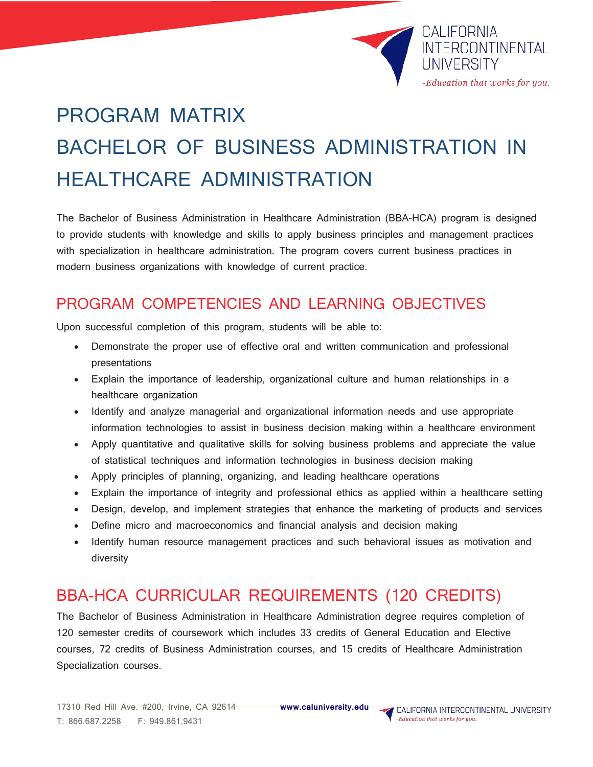# PROGRAM MATRIX

# BACHELOR OF BUSINESS ADMINISTRATION IN HEALTHCARE ADMINISTRATION

The Bachelor of Business Administration in Healthcare Administration (BBA-HCA) program is designed to provide students with knowledge and skills to apply business principles and management practices with specialization in healthcare administration. The program covers current business practices in modern business organizations with knowledge of current practice.

## PROGRAM COMPETENCIES AND LEARNING OBJECTIVES

Upon successful completion of this program, students will be able to:

- Demonstrate the proper use of effective oral and written communication and professional presentations
- Explain the importance of leadership, organizational culture and human relationships in a healthcare organization
- Identify and analyze managerial and organizational information needs and use appropriate information technologies to assist in business decision making within a healthcare environment
- Apply quantitative and qualitative skills for solving business problems and appreciate the value of statistical techniques and information technologies in business decision making
- Apply principles of planning, organizing, and leading healthcare operations
- Explain the importance of integrity and professional ethics as applied within a healthcare setting
- Design, develop, and implement strategies that enhance the marketing of products and services
- Define micro and macroeconomics and financial analysis and decision making
- Identify human resource management practices and such behavioral issues as motivation and diversity

## BBA-HCA CURRICULAR REQUIREMENTS (120 CREDITS)

The Bachelor of Business Administration in Healthcare Administration degree requires completion of 120 semester credits of coursework which includes 33 credits of General Education and Elective courses, 72 credits of Business Administration courses, and 15 credits of Healthcare Administration Specialization courses.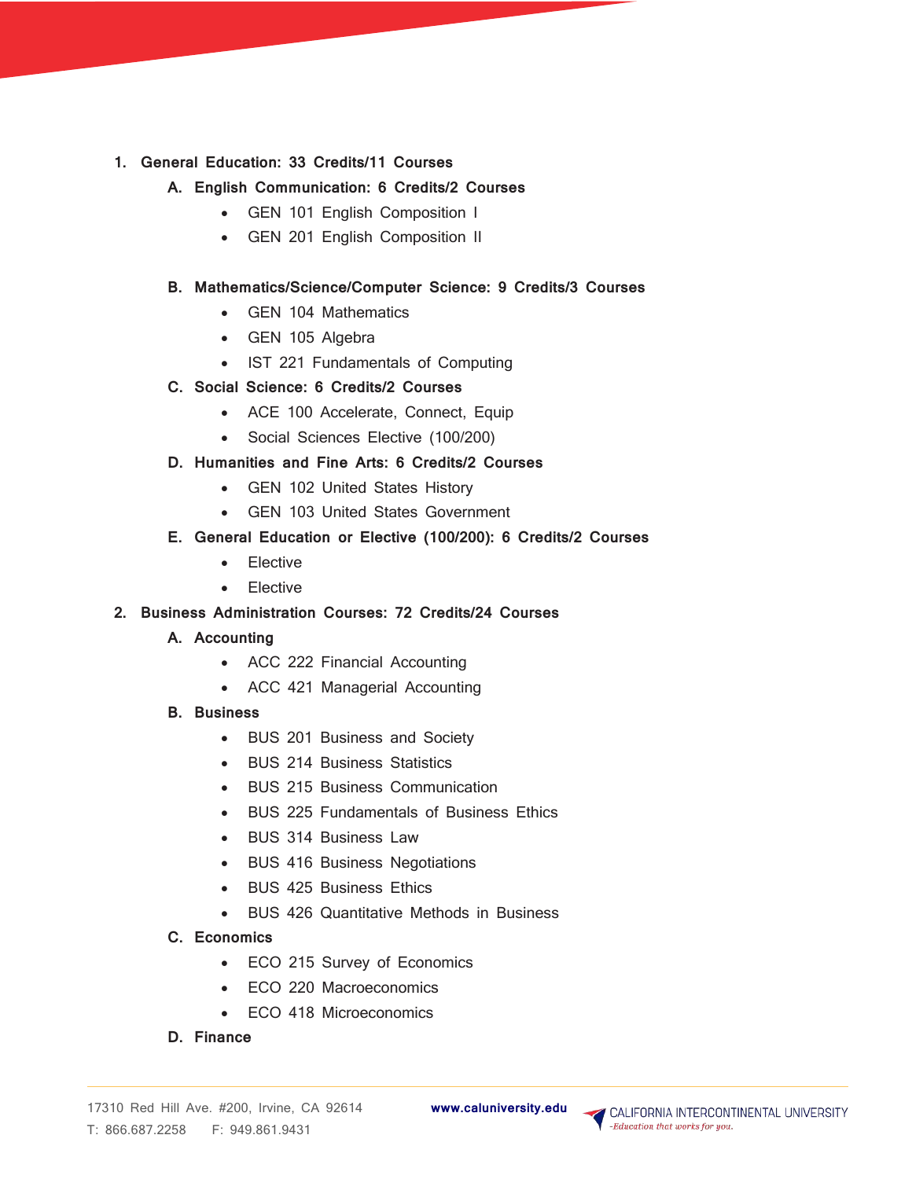1. **General Education: 33 Credits/11 Courses**
   - **A. English Communication: 6 Credits/2 Courses**
     - GEN 101 English Composition I
     - GEN 201 English Composition II
   - **B. Mathematics/Science/Computer Science: 9 Credits/3 Courses**
     - GEN 104 Mathematics
     - GEN 105 Algebra
     - IST 221 Fundamentals of Computing
   - **C. Social Science: 6 Credits/2 Courses**
     - ACE 100 Accelerate, Connect, Equip
     - Social Sciences Elective (100/200)
   - **D. Humanities and Fine Arts: 6 Credits/2 Courses**
     - GEN 102 United States History
     - GEN 103 United States Government
   - **E. General Education or Elective (100/200): 6 Credits/2 Courses**
     - Elective
     - Elective
2. **Business Administration Courses: 72 Credits/24 Courses**
   - **A. Accounting**
     - ACC 222 Financial Accounting
     - ACC 421 Managerial Accounting
   - **B. Business**
     - BUS 201 Business and Society
     - BUS 214 Business Statistics
     - BUS 215 Business Communication
     - BUS 225 Fundamentals of Business Ethics
     - BUS 314 Business Law
     - BUS 416 Business Negotiations
     - BUS 425 Business Ethics
     - BUS 426 Quantitative Methods in Business
   - **C. Economics**
     - ECO 215 Survey of Economics
     - ECO 220 Macroeconomics
     - ECO 418 Microeconomics
   - **D. Finance**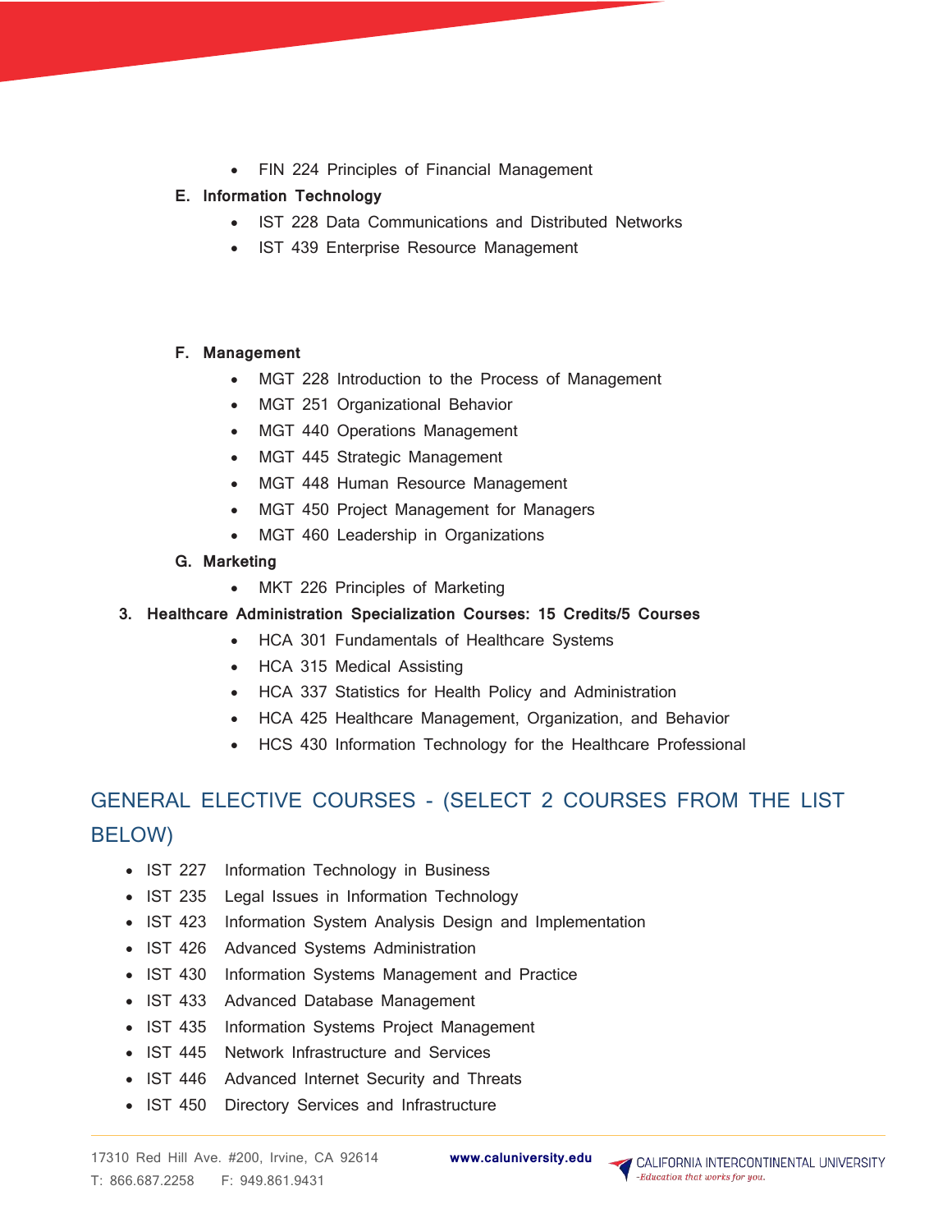- FIN 224 Principles of Financial Management

**E. Information Technology**

- IST 228 Data Communications and Distributed Networks
- IST 439 Enterprise Resource Management

**F. Management**

- MGT 228 Introduction to the Process of Management
- MGT 251 Organizational Behavior
- MGT 440 Operations Management
- MGT 445 Strategic Management
- MGT 448 Human Resource Management
- MGT 450 Project Management for Managers
- MGT 460 Leadership in Organizations

**G. Marketing**

- MKT 226 Principles of Marketing

**3. Healthcare Administration Specialization Courses: 15 Credits/5 Courses**

- HCA 301 Fundamentals of Healthcare Systems
- HCA 315 Medical Assisting
- HCA 337 Statistics for Health Policy and Administration
- HCA 425 Healthcare Management, Organization, and Behavior
- HCS 430 Information Technology for the Healthcare Professional

## GENERAL ELECTIVE COURSES - (SELECT 2 COURSES FROM THE LIST BELOW)

- IST 227 Information Technology in Business
- IST 235 Legal Issues in Information Technology
- IST 423 Information System Analysis Design and Implementation
- IST 426 Advanced Systems Administration
- IST 430 Information Systems Management and Practice
- IST 433 Advanced Database Management
- IST 435 Information Systems Project Management
- IST 445 Network Infrastructure and Services
- IST 446 Advanced Internet Security and Threats
- IST 450 Directory Services and Infrastructure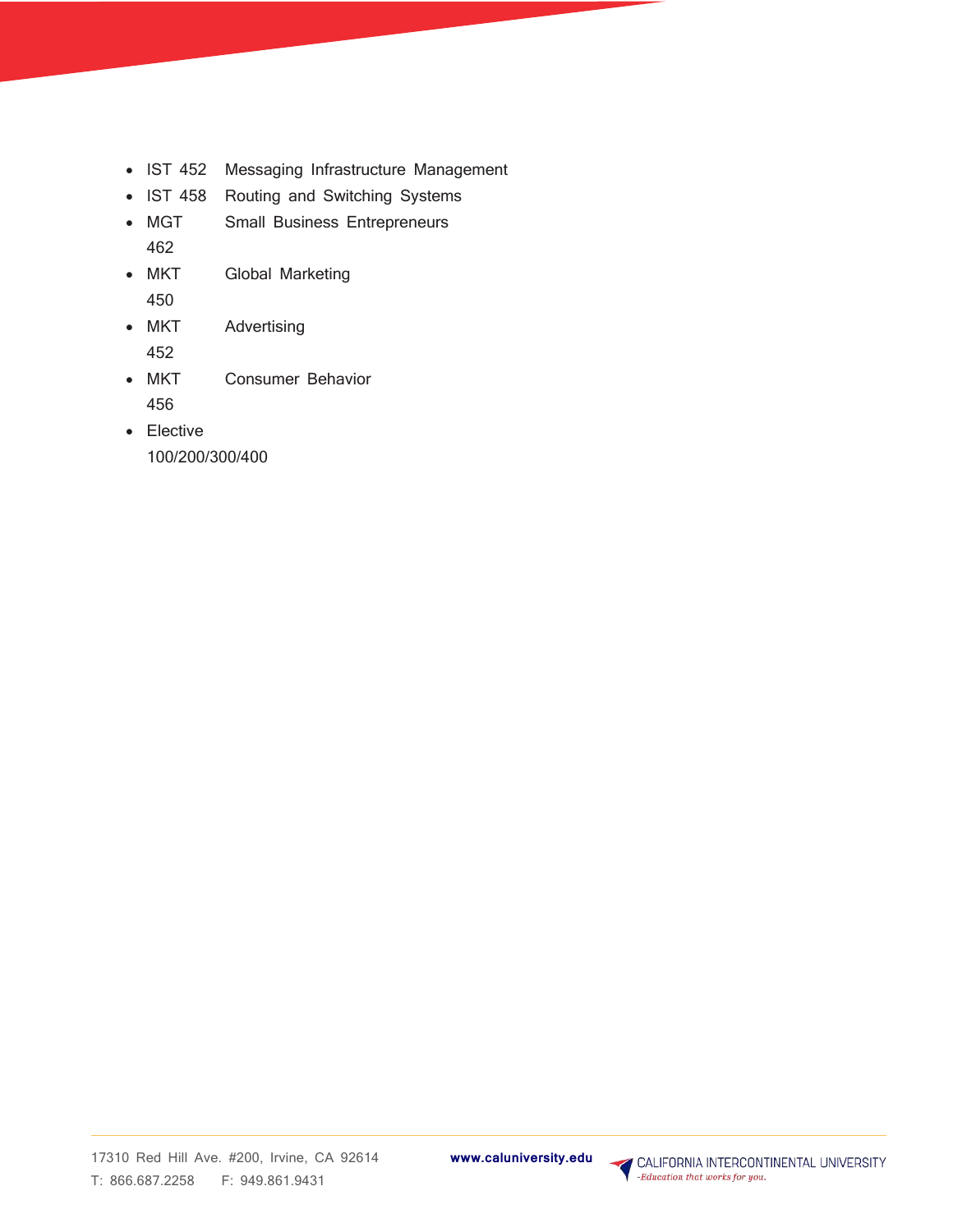- IST 452 Messaging Infrastructure Management
- IST 458 Routing and Switching Systems
- MGT 462 Small Business Entrepreneurs
- MKT 450 Global Marketing
- MKT 452 Advertising
- MKT 456 Consumer Behavior
- Elective 100/200/300/400